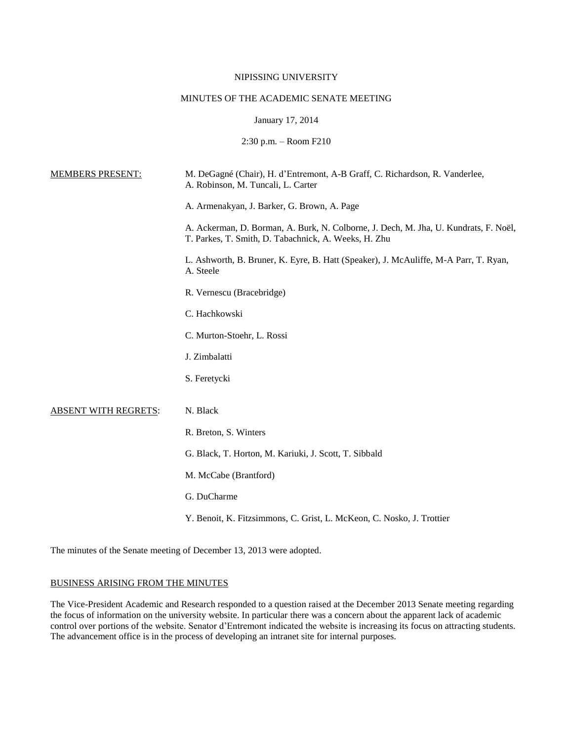NIPISSING UNIVERSITY

MINUTES OF THE ACADEMIC SENATE MEETING

January 17, 2014

2:30 p.m. – Room F210

MEMBERS PRESENT:

M. DeGagné (Chair), H. d'Entremont, A-B Graff, C. Richardson, R. Vanderlee, A. Robinson, M. Tuncali, L. Carter

A. Armenakyan, J. Barker, G. Brown, A. Page

A. Ackerman, D. Borman, A. Burk, N. Colborne, J. Dech, M. Jha, U. Kundrats, F. Noël, T. Parkes, T. Smith, D. Tabachnick, A. Weeks, H. Zhu

L. Ashworth, B. Bruner, K. Eyre, B. Hatt (Speaker), J. McAuliffe, M-A Parr, T. Ryan, A. Steele

R. Vernescu (Bracebridge)

C. Hachkowski

C. Murton-Stoehr, L. Rossi

J. Zimbalatti

S. Feretycki

ABSENT WITH REGRETS:

N. Black

R. Breton, S. Winters

G. Black, T. Horton, M. Kariuki, J. Scott, T. Sibbald

M. McCabe (Brantford)

G. DuCharme

Y. Benoit, K. Fitzsimmons, C. Grist, L. McKeon, C. Nosko, J. Trottier

The minutes of the Senate meeting of December 13, 2013 were adopted.

BUSINESS ARISING FROM THE MINUTES

The Vice-President Academic and Research responded to a question raised at the December 2013 Senate meeting regarding the focus of information on the university website. In particular there was a concern about the apparent lack of academic control over portions of the website. Senator d'Entremont indicated the website is increasing its focus on attracting students. The advancement office is in the process of developing an intranet site for internal purposes.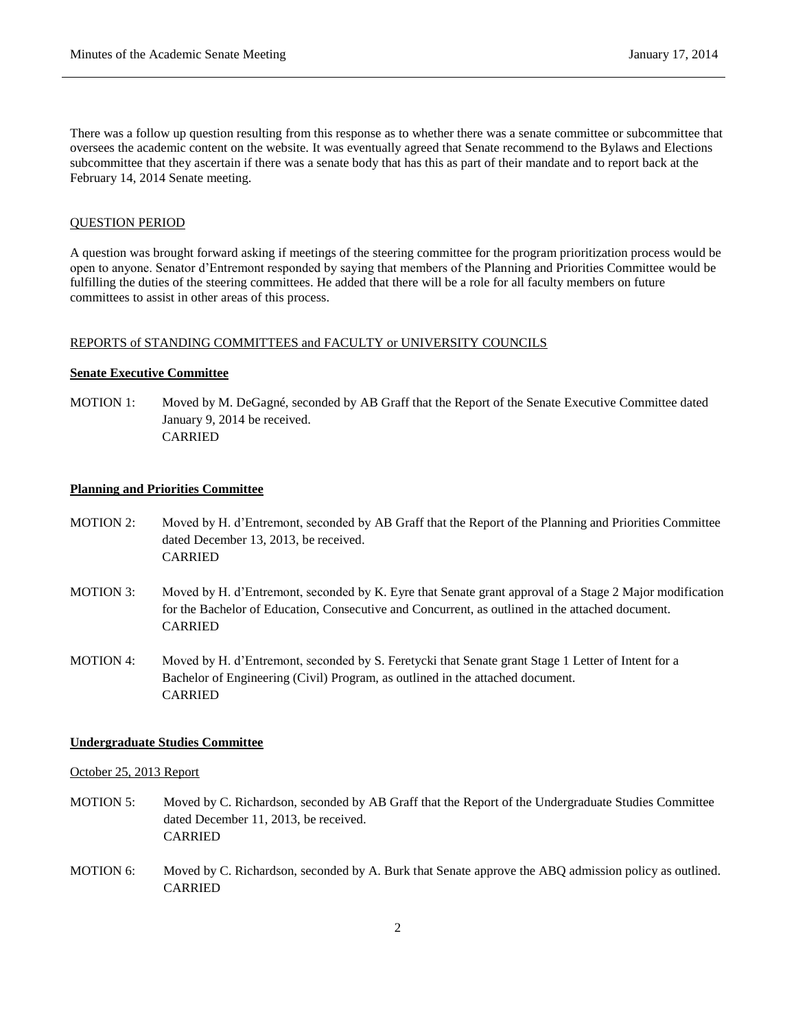There was a follow up question resulting from this response as to whether there was a senate committee or subcommittee that oversees the academic content on the website. It was eventually agreed that Senate recommend to the Bylaws and Elections subcommittee that they ascertain if there was a senate body that has this as part of their mandate and to report back at the February 14, 2014 Senate meeting.

QUESTION PERIOD

A question was brought forward asking if meetings of the steering committee for the program prioritization process would be open to anyone. Senator d'Entremont responded by saying that members of the Planning and Priorities Committee would be fulfilling the duties of the steering committees. He added that there will be a role for all faculty members on future committees to assist in other areas of this process.

REPORTS of STANDING COMMITTEES and FACULTY or UNIVERSITY COUNCILS

**Senate Executive Committee**

MOTION 1: Moved by M. DeGagné, seconded by AB Graff that the Report of the Senate Executive Committee dated January 9, 2014 be received.
CARRIED

**Planning and Priorities Committee**

MOTION 2: Moved by H. d'Entremont, seconded by AB Graff that the Report of the Planning and Priorities Committee dated December 13, 2013, be received.
CARRIED

MOTION 3: Moved by H. d'Entremont, seconded by K. Eyre that Senate grant approval of a Stage 2 Major modification for the Bachelor of Education, Consecutive and Concurrent, as outlined in the attached document.
CARRIED

MOTION 4: Moved by H. d'Entremont, seconded by S. Feretycki that Senate grant Stage 1 Letter of Intent for a Bachelor of Engineering (Civil) Program, as outlined in the attached document.
CARRIED

**Undergraduate Studies Committee**

October 25, 2013 Report

MOTION 5: Moved by C. Richardson, seconded by AB Graff that the Report of the Undergraduate Studies Committee dated December 11, 2013, be received.
CARRIED

MOTION 6: Moved by C. Richardson, seconded by A. Burk that Senate approve the ABQ admission policy as outlined.
CARRIED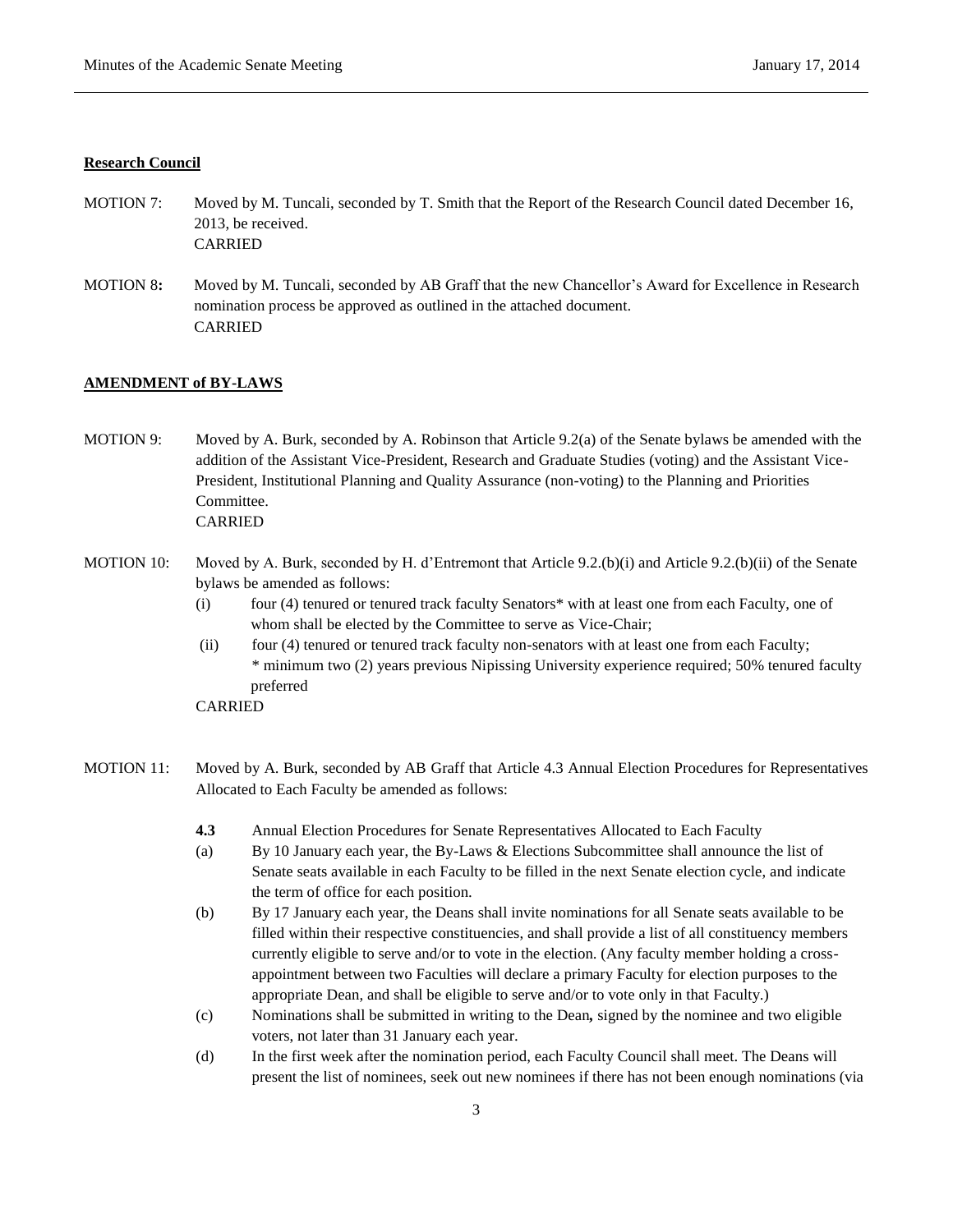**Research Council**

MOTION 7: Moved by M. Tuncali, seconded by T. Smith that the Report of the Research Council dated December 16, 2013, be received.
CARRIED

MOTION 8**:** Moved by M. Tuncali, seconded by AB Graff that the new Chancellor's Award for Excellence in Research nomination process be approved as outlined in the attached document.
CARRIED

**AMENDMENT of BY-LAWS**

MOTION 9: Moved by A. Burk, seconded by A. Robinson that Article 9.2(a) of the Senate bylaws be amended with the addition of the Assistant Vice-President, Research and Graduate Studies (voting) and the Assistant Vice-President, Institutional Planning and Quality Assurance (non-voting) to the Planning and Priorities Committee.
CARRIED

MOTION 10: Moved by A. Burk, seconded by H. d'Entremont that Article 9.2.(b)(i) and Article 9.2.(b)(ii) of the Senate bylaws be amended as follows:

(i) four (4) tenured or tenured track faculty Senators* with at least one from each Faculty, one of whom shall be elected by the Committee to serve as Vice-Chair;

(ii) four (4) tenured or tenured track faculty non-senators with at least one from each Faculty;
* minimum two (2) years previous Nipissing University experience required; 50% tenured faculty preferred

CARRIED

MOTION 11: Moved by A. Burk, seconded by AB Graff that Article 4.3 Annual Election Procedures for Representatives Allocated to Each Faculty be amended as follows:

**4.3** Annual Election Procedures for Senate Representatives Allocated to Each Faculty

(a) By 10 January each year, the By-Laws & Elections Subcommittee shall announce the list of Senate seats available in each Faculty to be filled in the next Senate election cycle, and indicate the term of office for each position.

(b) By 17 January each year, the Deans shall invite nominations for all Senate seats available to be filled within their respective constituencies, and shall provide a list of all constituency members currently eligible to serve and/or to vote in the election. (Any faculty member holding a cross-appointment between two Faculties will declare a primary Faculty for election purposes to the appropriate Dean, and shall be eligible to serve and/or to vote only in that Faculty.)

(c) Nominations shall be submitted in writing to the Dean**,** signed by the nominee and two eligible voters, not later than 31 January each year.

(d) In the first week after the nomination period, each Faculty Council shall meet. The Deans will present the list of nominees, seek out new nominees if there has not been enough nominations (via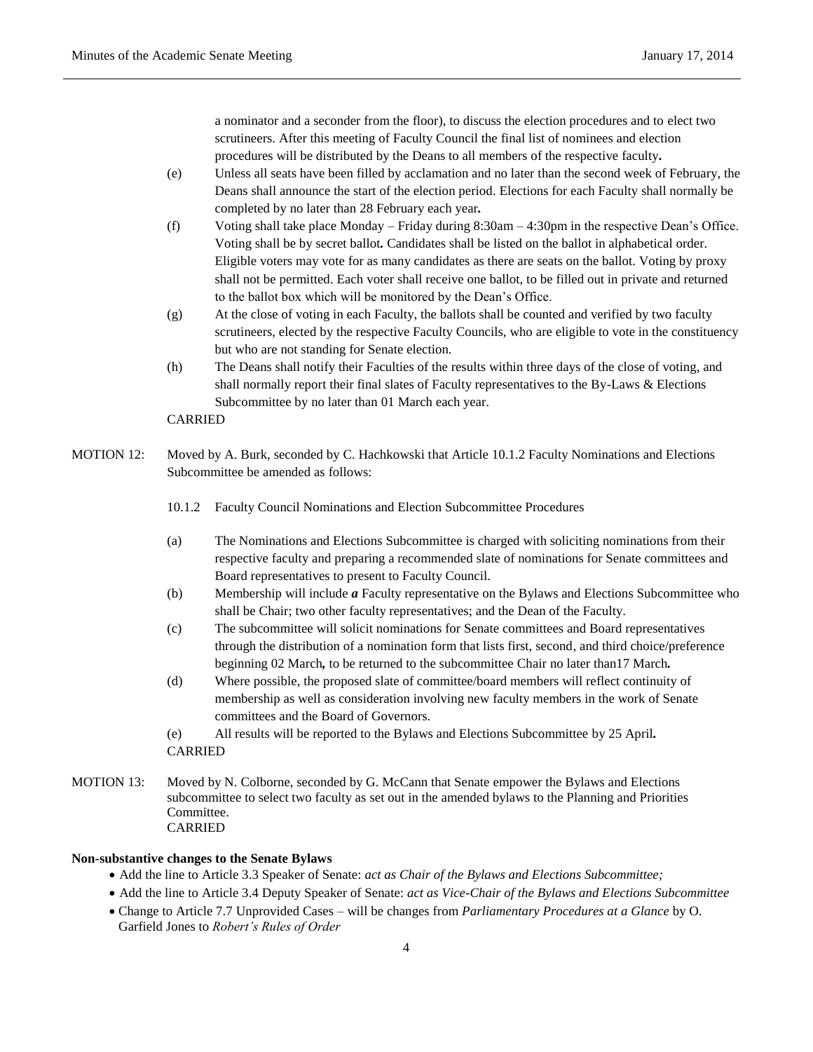a nominator and a seconder from the floor), to discuss the election procedures and to elect two scrutineers. After this meeting of Faculty Council the final list of nominees and election procedures will be distributed by the Deans to all members of the respective faculty**.**

(e) Unless all seats have been filled by acclamation and no later than the second week of February, the Deans shall announce the start of the election period. Elections for each Faculty shall normally be completed by no later than 28 February each year**.**

(f) Voting shall take place Monday – Friday during 8:30am – 4:30pm in the respective Dean's Office. Voting shall be by secret ballot**.** Candidates shall be listed on the ballot in alphabetical order. Eligible voters may vote for as many candidates as there are seats on the ballot. Voting by proxy shall not be permitted. Each voter shall receive one ballot, to be filled out in private and returned to the ballot box which will be monitored by the Dean's Office.

(g) At the close of voting in each Faculty, the ballots shall be counted and verified by two faculty scrutineers, elected by the respective Faculty Councils, who are eligible to vote in the constituency but who are not standing for Senate election.

(h) The Deans shall notify their Faculties of the results within three days of the close of voting, and shall normally report their final slates of Faculty representatives to the By-Laws & Elections Subcommittee by no later than 01 March each year.

CARRIED

MOTION 12: Moved by A. Burk, seconded by C. Hachkowski that Article 10.1.2 Faculty Nominations and Elections Subcommittee be amended as follows:

10.1.2 Faculty Council Nominations and Election Subcommittee Procedures

(a) The Nominations and Elections Subcommittee is charged with soliciting nominations from their respective faculty and preparing a recommended slate of nominations for Senate committees and Board representatives to present to Faculty Council.

(b) Membership will include ***a*** Faculty representative on the Bylaws and Elections Subcommittee who shall be Chair; two other faculty representatives; and the Dean of the Faculty.

(c) The subcommittee will solicit nominations for Senate committees and Board representatives through the distribution of a nomination form that lists first, second, and third choice/preference beginning 02 March**,** to be returned to the subcommittee Chair no later than17 March**.**

(d) Where possible, the proposed slate of committee/board members will reflect continuity of membership as well as consideration involving new faculty members in the work of Senate committees and the Board of Governors.

(e) All results will be reported to the Bylaws and Elections Subcommittee by 25 April**.**

CARRIED

MOTION 13: Moved by N. Colborne, seconded by G. McCann that Senate empower the Bylaws and Elections subcommittee to select two faculty as set out in the amended bylaws to the Planning and Priorities Committee.
CARRIED

**Non-substantive changes to the Senate Bylaws**

- Add the line to Article 3.3 Speaker of Senate: *act as Chair of the Bylaws and Elections Subcommittee;*
- Add the line to Article 3.4 Deputy Speaker of Senate: *act as Vice-Chair of the Bylaws and Elections Subcommittee*
- Change to Article 7.7 Unprovided Cases – will be changes from *Parliamentary Procedures at a Glance* by O. Garfield Jones to *Robert's Rules of Order*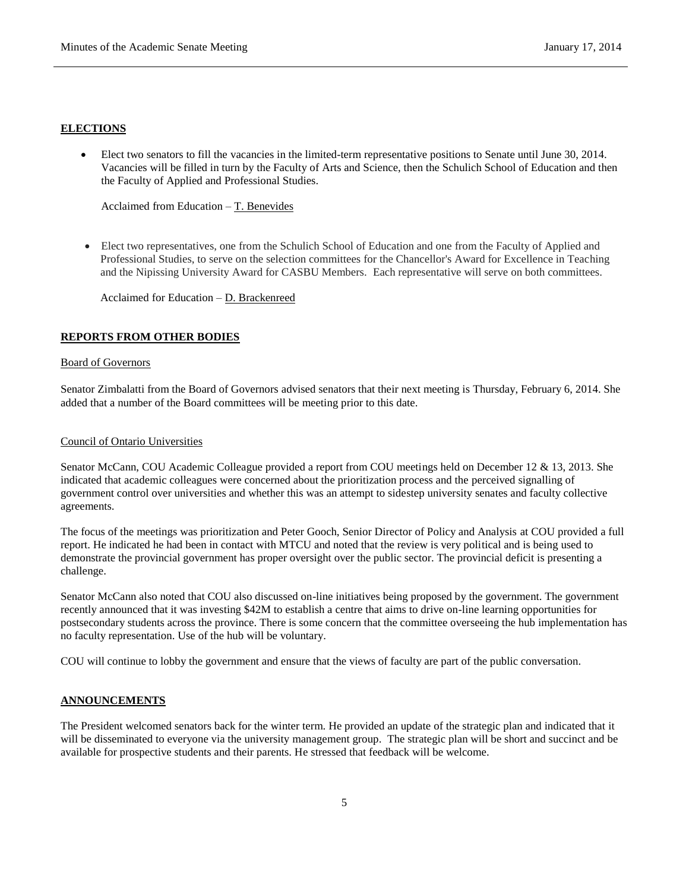## ELECTIONS

- Elect two senators to fill the vacancies in the limited-term representative positions to Senate until June 30, 2014. Vacancies will be filled in turn by the Faculty of Arts and Science, then the Schulich School of Education and then the Faculty of Applied and Professional Studies.

  Acclaimed from Education – T. Benevides

- Elect two representatives, one from the Schulich School of Education and one from the Faculty of Applied and Professional Studies, to serve on the selection committees for the Chancellor's Award for Excellence in Teaching and the Nipissing University Award for CASBU Members. Each representative will serve on both committees.

  Acclaimed for Education – D. Brackenreed

## REPORTS FROM OTHER BODIES

### Board of Governors

Senator Zimbalatti from the Board of Governors advised senators that their next meeting is Thursday, February 6, 2014. She added that a number of the Board committees will be meeting prior to this date.

### Council of Ontario Universities

Senator McCann, COU Academic Colleague provided a report from COU meetings held on December 12 & 13, 2013. She indicated that academic colleagues were concerned about the prioritization process and the perceived signalling of government control over universities and whether this was an attempt to sidestep university senates and faculty collective agreements.

The focus of the meetings was prioritization and Peter Gooch, Senior Director of Policy and Analysis at COU provided a full report. He indicated he had been in contact with MTCU and noted that the review is very political and is being used to demonstrate the provincial government has proper oversight over the public sector. The provincial deficit is presenting a challenge.

Senator McCann also noted that COU also discussed on-line initiatives being proposed by the government. The government recently announced that it was investing $42M to establish a centre that aims to drive on-line learning opportunities for postsecondary students across the province. There is some concern that the committee overseeing the hub implementation has no faculty representation. Use of the hub will be voluntary.

COU will continue to lobby the government and ensure that the views of faculty are part of the public conversation.

## ANNOUNCEMENTS

The President welcomed senators back for the winter term. He provided an update of the strategic plan and indicated that it will be disseminated to everyone via the university management group. The strategic plan will be short and succinct and be available for prospective students and their parents. He stressed that feedback will be welcome.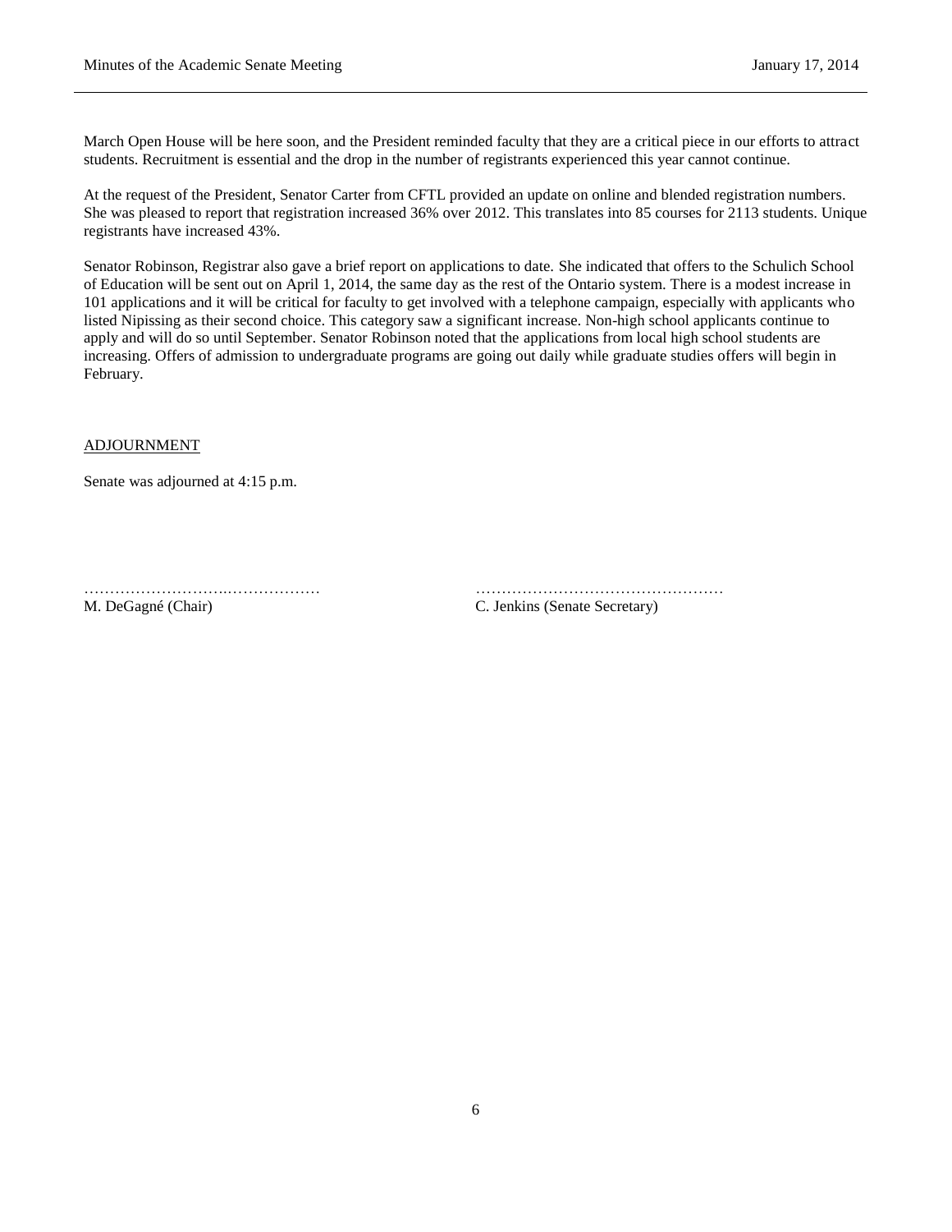March Open House will be here soon, and the President reminded faculty that they are a critical piece in our efforts to attract students. Recruitment is essential and the drop in the number of registrants experienced this year cannot continue.

At the request of the President, Senator Carter from CFTL provided an update on online and blended registration numbers. She was pleased to report that registration increased 36% over 2012. This translates into 85 courses for 2113 students. Unique registrants have increased 43%.

Senator Robinson, Registrar also gave a brief report on applications to date. She indicated that offers to the Schulich School of Education will be sent out on April 1, 2014, the same day as the rest of the Ontario system. There is a modest increase in 101 applications and it will be critical for faculty to get involved with a telephone campaign, especially with applicants who listed Nipissing as their second choice. This category saw a significant increase. Non-high school applicants continue to apply and will do so until September. Senator Robinson noted that the applications from local high school students are increasing. Offers of admission to undergraduate programs are going out daily while graduate studies offers will begin in February.

ADJOURNMENT

Senate was adjourned at 4:15 p.m.

……………………..……………… 
M. DeGagné (Chair)

…………………………………………
C. Jenkins (Senate Secretary)